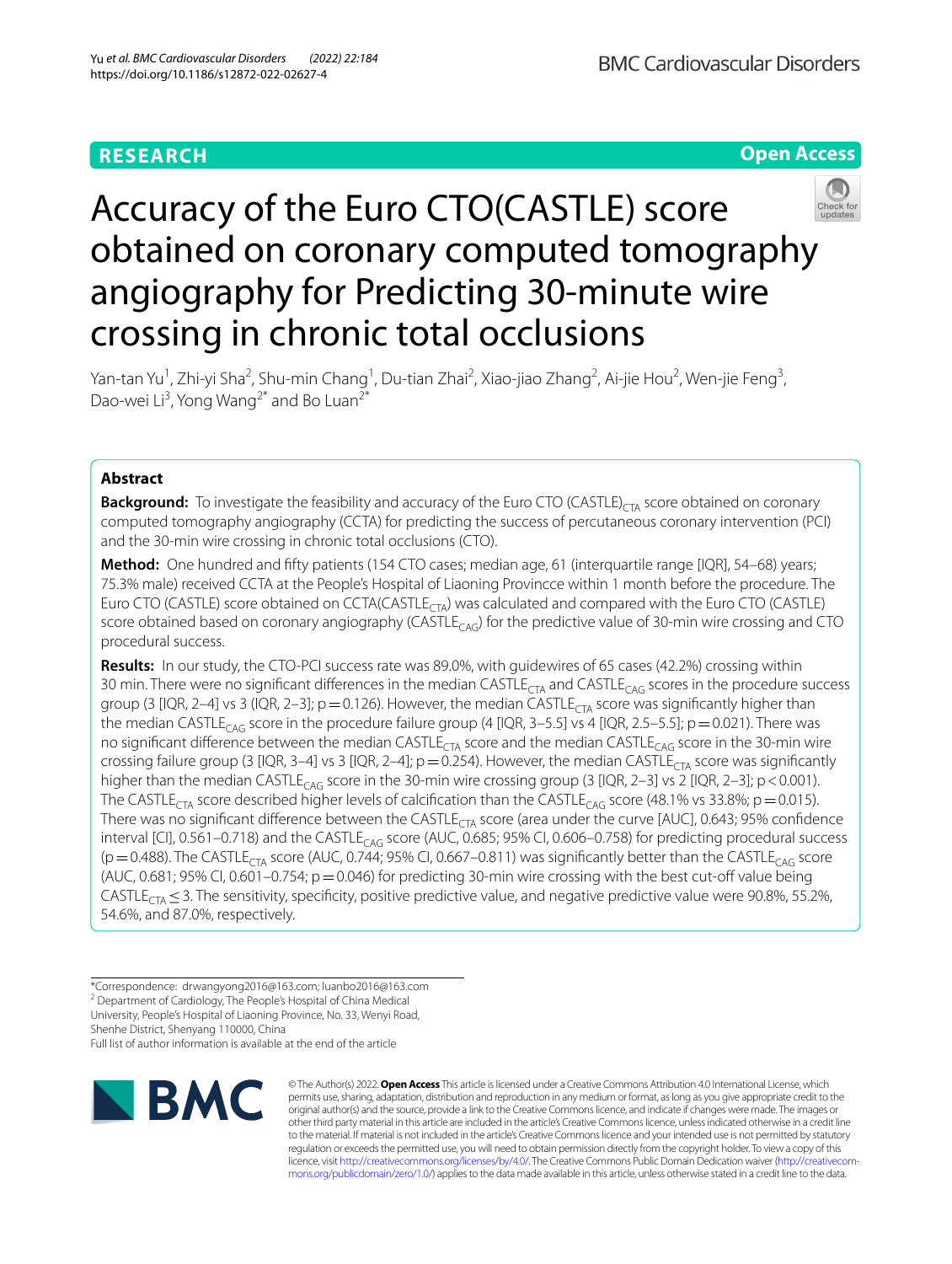RESEARCH

Open Access

# Accuracy of the Euro CTO(CASTLE) score obtained on coronary computed tomography angiography for Predicting 30-minute wire crossing in chronic total occlusions

Yan-tan Yu[1], Zhi-yi Sha[2], Shu-min Chang[1], Du-tian Zhai[2], Xiao-jiao Zhang[2], Ai-jie Hou[2], Wen-jie Feng[3], Dao-wei Li[3], Yong Wang[2*] and Bo Luan[2*]

## Abstract

**Background:** To investigate the feasibility and accuracy of the Euro CTO (CASTLE)$_{CTA}$ score obtained on coronary computed tomography angiography (CCTA) for predicting the success of percutaneous coronary intervention (PCI) and the 30-min wire crossing in chronic total occlusions (CTO).

**Method:** One hundred and fifty patients (154 CTO cases; median age, 61 (interquartile range [IQR], 54–68) years; 75.3% male) received CCTA at the People's Hospital of Liaoning Provincce within 1 month before the procedure. The Euro CTO (CASTLE) score obtained on CCTA(CASTLE$_{CTA}$) was calculated and compared with the Euro CTO (CASTLE) score obtained based on coronary angiography (CASTLE$_{CAG}$) for the predictive value of 30-min wire crossing and CTO procedural success.

**Results:** In our study, the CTO-PCI success rate was 89.0%, with guidewires of 65 cases (42.2%) crossing within 30 min. There were no significant differences in the median CASTLE$_{CTA}$ and CASTLE$_{CAG}$ scores in the procedure success group (3 [IQR, 2–4] vs 3 (IQR, 2–3]; p = 0.126). However, the median CASTLE$_{CTA}$ score was significantly higher than the median CASTLE$_{CAG}$ score in the procedure failure group (4 [IQR, 3–5.5] vs 4 [IQR, 2.5–5.5]; p = 0.021). There was no significant difference between the median CASTLE$_{CTA}$ score and the median CASTLE$_{CAG}$ score in the 30-min wire crossing failure group (3 [IQR, 3–4] vs 3 [IQR, 2–4]; p = 0.254). However, the median CASTLE$_{CTA}$ score was significantly higher than the median CASTLE$_{CAG}$ score in the 30-min wire crossing group (3 [IQR, 2–3] vs 2 [IQR, 2–3]; p < 0.001). The CASTLE$_{CTA}$ score described higher levels of calcification than the CASTLE$_{CAG}$ score (48.1% vs 33.8%; p = 0.015). There was no significant difference between the CASTLE$_{CTA}$ score (area under the curve [AUC], 0.643; 95% confidence interval [CI], 0.561–0.718) and the CASTLE$_{CAG}$ score (AUC, 0.685; 95% CI, 0.606–0.758) for predicting procedural success (p = 0.488). The CASTLE$_{CTA}$ score (AUC, 0.744; 95% CI, 0.667–0.811) was significantly better than the CASTLE$_{CAG}$ score (AUC, 0.681; 95% CI, 0.601–0.754; p = 0.046) for predicting 30-min wire crossing with the best cut-off value being CASTLE$_{CTA}$ ≤ 3. The sensitivity, specificity, positive predictive value, and negative predictive value were 90.8%, 55.2%, 54.6%, and 87.0%, respectively.

*Correspondence: drwangyong2016@163.com; luanbo2016@163.com
[2] Department of Cardiology, The People's Hospital of China Medical University, People's Hospital of Liaoning Province, No. 33, Wenyi Road, Shenhe District, Shenyang 110000, China
Full list of author information is available at the end of the article

© The Author(s) 2022. **Open Access** This article is licensed under a Creative Commons Attribution 4.0 International License, which permits use, sharing, adaptation, distribution and reproduction in any medium or format, as long as you give appropriate credit to the original author(s) and the source, provide a link to the Creative Commons licence, and indicate if changes were made. The images or other third party material in this article are included in the article's Creative Commons licence, unless indicated otherwise in a credit line to the material. If material is not included in the article's Creative Commons licence and your intended use is not permitted by statutory regulation or exceeds the permitted use, you will need to obtain permission directly from the copyright holder. To view a copy of this licence, visit http://creativecommons.org/licenses/by/4.0/. The Creative Commons Public Domain Dedication waiver (http://creativecommons.org/publicdomain/zero/1.0/) applies to the data made available in this article, unless otherwise stated in a credit line to the data.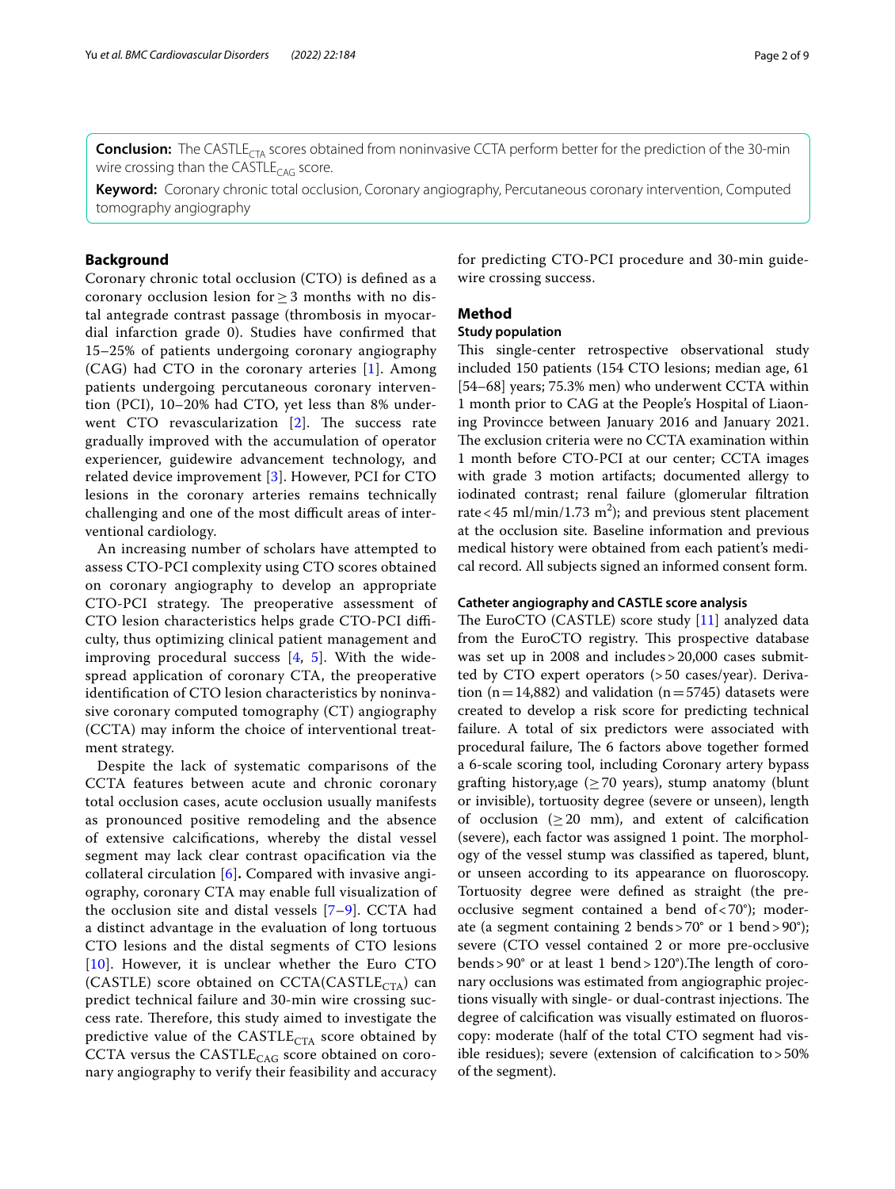**Conclusion:** The $CASTLE_{CTA}$ scores obtained from noninvasive CCTA perform better for the prediction of the 30-min wire crossing than the $CASTLE_{CAG}$ score.

**Keyword:** Coronary chronic total occlusion, Coronary angiography, Percutaneous coronary intervention, Computed tomography angiography

## Background

Coronary chronic total occlusion (CTO) is defined as a coronary occlusion lesion for ≥ 3 months with no distal antegrade contrast passage (thrombosis in myocardial infarction grade 0). Studies have confirmed that 15–25% of patients undergoing coronary angiography (CAG) had CTO in the coronary arteries [1]. Among patients undergoing percutaneous coronary intervention (PCI), 10–20% had CTO, yet less than 8% underwent CTO revascularization [2]. The success rate gradually improved with the accumulation of operator experiencer, guidewire advancement technology, and related device improvement [3]. However, PCI for CTO lesions in the coronary arteries remains technically challenging and one of the most difficult areas of interventional cardiology.

An increasing number of scholars have attempted to assess CTO-PCI complexity using CTO scores obtained on coronary angiography to develop an appropriate CTO-PCI strategy. The preoperative assessment of CTO lesion characteristics helps grade CTO-PCI difficulty, thus optimizing clinical patient management and improving procedural success [4, 5]. With the widespread application of coronary CTA, the preoperative identification of CTO lesion characteristics by noninvasive coronary computed tomography (CT) angiography (CCTA) may inform the choice of interventional treatment strategy.

Despite the lack of systematic comparisons of the CCTA features between acute and chronic coronary total occlusion cases, acute occlusion usually manifests as pronounced positive remodeling and the absence of extensive calcifications, whereby the distal vessel segment may lack clear contrast opacification via the collateral circulation [6]**.** Compared with invasive angiography, coronary CTA may enable full visualization of the occlusion site and distal vessels [7–9]. CCTA had a distinct advantage in the evaluation of long tortuous CTO lesions and the distal segments of CTO lesions [10]. However, it is unclear whether the Euro CTO (CASTLE) score obtained on CCTA($CASTLE_{CTA}$) can predict technical failure and 30-min wire crossing success rate. Therefore, this study aimed to investigate the predictive value of the $CASTLE_{CTA}$ score obtained by CCTA versus the $CASTLE_{CAG}$ score obtained on coronary angiography to verify their feasibility and accuracy for predicting CTO-PCI procedure and 30-min guidewire crossing success.

## Method

### Study population

This single-center retrospective observational study included 150 patients (154 CTO lesions; median age, 61 [54–68] years; 75.3% men) who underwent CCTA within 1 month prior to CAG at the People's Hospital of Liaoning Provincce between January 2016 and January 2021. The exclusion criteria were no CCTA examination within 1 month before CTO-PCI at our center; CCTA images with grade 3 motion artifacts; documented allergy to iodinated contrast; renal failure (glomerular filtration rate < 45 ml/min/1.73 $m^2$); and previous stent placement at the occlusion site. Baseline information and previous medical history were obtained from each patient's medical record. All subjects signed an informed consent form.

### Catheter angiography and CASTLE score analysis

The EuroCTO (CASTLE) score study [11] analyzed data from the EuroCTO registry. This prospective database was set up in 2008 and includes > 20,000 cases submitted by CTO expert operators (> 50 cases/year). Derivation (n = 14,882) and validation (n = 5745) datasets were created to develop a risk score for predicting technical failure. A total of six predictors were associated with procedural failure, The 6 factors above together formed a 6-scale scoring tool, including Coronary artery bypass grafting history,age (≥ 70 years), stump anatomy (blunt or invisible), tortuosity degree (severe or unseen), length of occlusion (≥ 20 mm), and extent of calcification (severe), each factor was assigned 1 point. The morphology of the vessel stump was classified as tapered, blunt, or unseen according to its appearance on fluoroscopy. Tortuosity degree were defined as straight (the pre-occlusive segment contained a bend of < 70°); moderate (a segment containing 2 bends > 70° or 1 bend > 90°); severe (CTO vessel contained 2 or more pre-occlusive bends > 90° or at least 1 bend > 120°).The length of coronary occlusions was estimated from angiographic projections visually with single- or dual-contrast injections. The degree of calcification was visually estimated on fluoroscopy: moderate (half of the total CTO segment had visible residues); severe (extension of calcification to > 50% of the segment).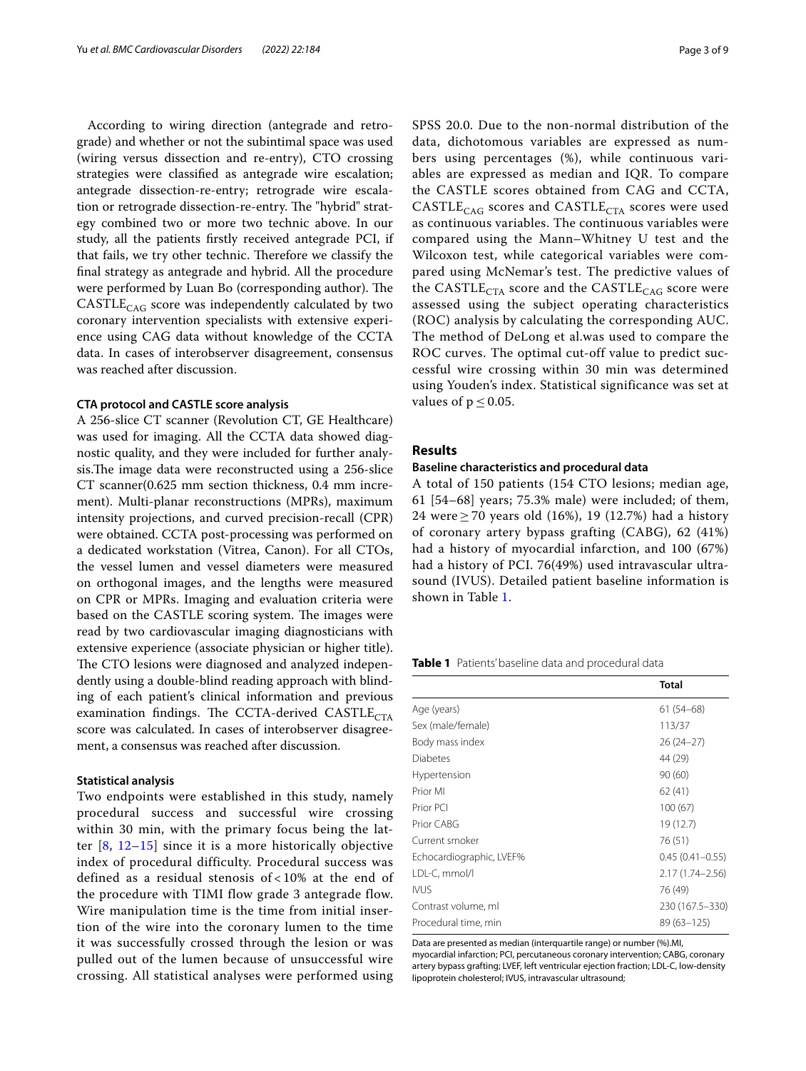According to wiring direction (antegrade and retrograde) and whether or not the subintimal space was used (wiring versus dissection and re-entry), CTO crossing strategies were classified as antegrade wire escalation; antegrade dissection-re-entry; retrograde wire escalation or retrograde dissection-re-entry. The "hybrid" strategy combined two or more two technic above. In our study, all the patients firstly received antegrade PCI, if that fails, we try other technic. Therefore we classify the final strategy as antegrade and hybrid. All the procedure were performed by Luan Bo (corresponding author). The $\text{CASTLE}_{\text{CAG}}$ score was independently calculated by two coronary intervention specialists with extensive experience using CAG data without knowledge of the CCTA data. In cases of interobserver disagreement, consensus was reached after discussion.

### CTA protocol and CASTLE score analysis

A 256-slice CT scanner (Revolution CT, GE Healthcare) was used for imaging. All the CCTA data showed diagnostic quality, and they were included for further analysis.The image data were reconstructed using a 256-slice CT scanner(0.625 mm section thickness, 0.4 mm increment). Multi-planar reconstructions (MPRs), maximum intensity projections, and curved precision-recall (CPR) were obtained. CCTA post-processing was performed on a dedicated workstation (Vitrea, Canon). For all CTOs, the vessel lumen and vessel diameters were measured on orthogonal images, and the lengths were measured on CPR or MPRs. Imaging and evaluation criteria were based on the CASTLE scoring system. The images were read by two cardiovascular imaging diagnosticians with extensive experience (associate physician or higher title). The CTO lesions were diagnosed and analyzed independently using a double-blind reading approach with blinding of each patient's clinical information and previous examination findings. The CCTA-derived $\text{CASTLE}_{\text{CTA}}$ score was calculated. In cases of interobserver disagreement, a consensus was reached after discussion.

### Statistical analysis

Two endpoints were established in this study, namely procedural success and successful wire crossing within 30 min, with the primary focus being the latter [8, 12–15] since it is a more historically objective index of procedural difficulty. Procedural success was defined as a residual stenosis of < 10% at the end of the procedure with TIMI flow grade 3 antegrade flow. Wire manipulation time is the time from initial insertion of the wire into the coronary lumen to the time it was successfully crossed through the lesion or was pulled out of the lumen because of unsuccessful wire crossing. All statistical analyses were performed using SPSS 20.0. Due to the non-normal distribution of the data, dichotomous variables are expressed as numbers using percentages (%), while continuous variables are expressed as median and IQR. To compare the CASTLE scores obtained from CAG and CCTA, $\text{CASTLE}_{\text{CAG}}$ scores and $\text{CASTLE}_{\text{CTA}}$ scores were used as continuous variables. The continuous variables were compared using the Mann–Whitney U test and the Wilcoxon test, while categorical variables were compared using McNemar's test. The predictive values of the $\text{CASTLE}_{\text{CTA}}$ score and the $\text{CASTLE}_{\text{CAG}}$ score were assessed using the subject operating characteristics (ROC) analysis by calculating the corresponding AUC. The method of DeLong et al.was used to compare the ROC curves. The optimal cut-off value to predict successful wire crossing within 30 min was determined using Youden's index. Statistical significance was set at values of $p \leq 0.05$.

## Results

### Baseline characteristics and procedural data

A total of 150 patients (154 CTO lesions; median age, 61 [54–68] years; 75.3% male) were included; of them, 24 were ≥ 70 years old (16%), 19 (12.7%) had a history of coronary artery bypass grafting (CABG), 62 (41%) had a history of myocardial infarction, and 100 (67%) had a history of PCI. 76(49%) used intravascular ultrasound (IVUS). Detailed patient baseline information is shown in Table 1.

**Table 1** Patients' baseline data and procedural data

| | Total |
|---|---|
| Age (years) | 61 (54–68) |
| Sex (male/female) | 113/37 |
| Body mass index | 26 (24–27) |
| Diabetes | 44 (29) |
| Hypertension | 90 (60) |
| Prior MI | 62 (41) |
| Prior PCI | 100 (67) |
| Prior CABG | 19 (12.7) |
| Current smoker | 76 (51) |
| Echocardiographic, LVEF% | 0.45 (0.41–0.55) |
| LDL-C, mmol/l | 2.17 (1.74–2.56) |
| IVUS | 76 (49) |
| Contrast volume, ml | 230 (167.5–330) |
| Procedural time, min | 89 (63–125) |

Data are presented as median (interquartile range) or number (%).MI, myocardial infarction; PCI, percutaneous coronary intervention; CABG, coronary artery bypass grafting; LVEF, left ventricular ejection fraction; LDL-C, low-density lipoprotein cholesterol; IVUS, intravascular ultrasound;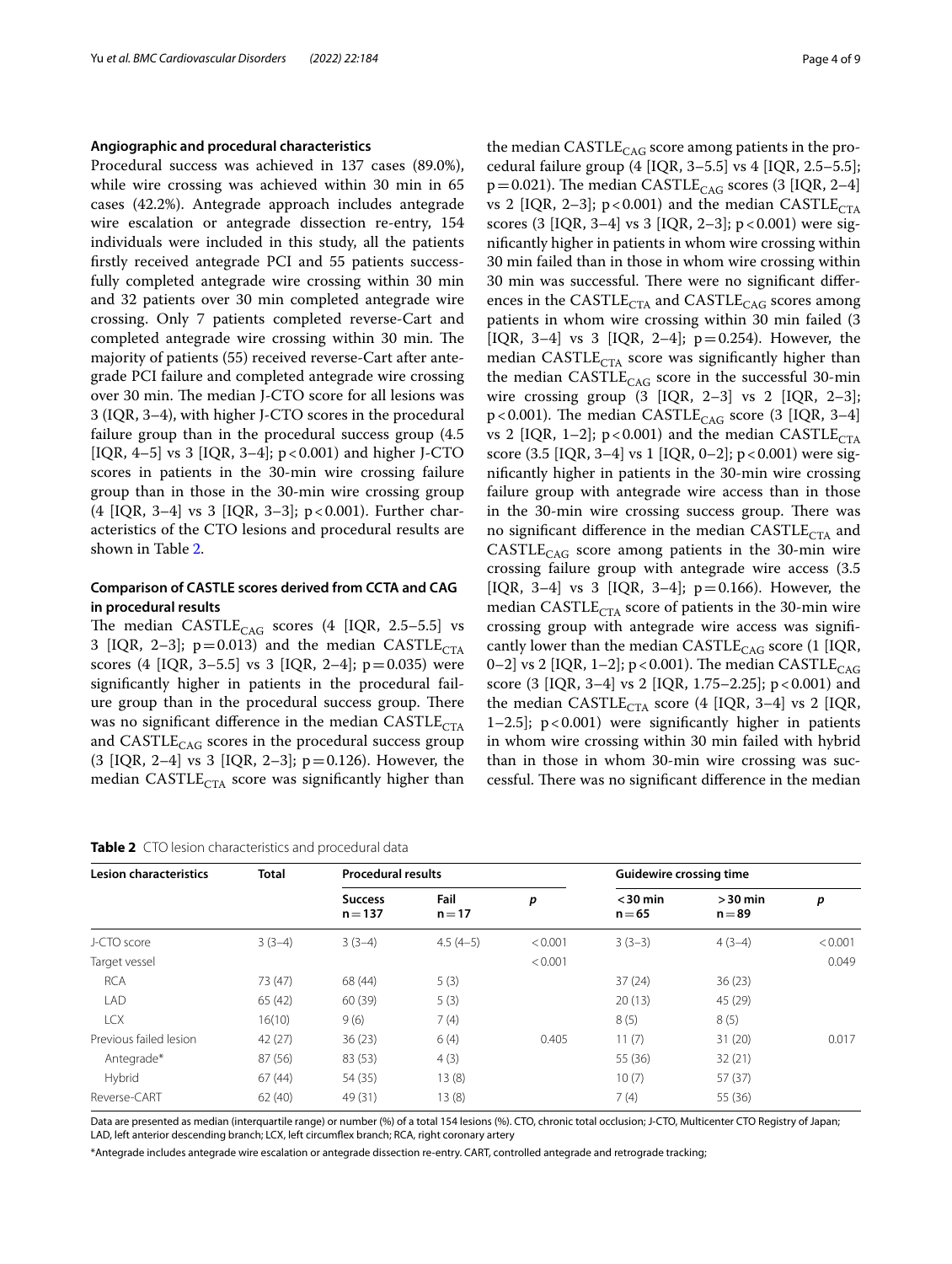### Angiographic and procedural characteristics

Procedural success was achieved in 137 cases (89.0%), while wire crossing was achieved within 30 min in 65 cases (42.2%). Antegrade approach includes antegrade wire escalation or antegrade dissection re-entry, 154 individuals were included in this study, all the patients firstly received antegrade PCI and 55 patients successfully completed antegrade wire crossing within 30 min and 32 patients over 30 min completed antegrade wire crossing. Only 7 patients completed reverse-Cart and completed antegrade wire crossing within 30 min. The majority of patients (55) received reverse-Cart after antegrade PCI failure and completed antegrade wire crossing over 30 min. The median J-CTO score for all lesions was 3 (IQR, 3–4), with higher J-CTO scores in the procedural failure group than in the procedural success group (4.5 [IQR, 4–5] vs 3 [IQR, 3–4]; p < 0.001) and higher J-CTO scores in patients in the 30-min wire crossing failure group than in those in the 30-min wire crossing group (4 [IQR, 3–4] vs 3 [IQR, 3–3]; p < 0.001). Further characteristics of the CTO lesions and procedural results are shown in Table 2.

### Comparison of CASTLE scores derived from CCTA and CAG in procedural results

The median $CASTLE_{CAG}$ scores (4 [IQR, 2.5–5.5] vs 3 [IQR, 2–3]; p = 0.013) and the median $CASTLE_{CTA}$ scores (4 [IQR, 3–5.5] vs 3 [IQR, 2–4]; p = 0.035) were significantly higher in patients in the procedural failure group than in the procedural success group. There was no significant difference in the median $CASTLE_{CTA}$ and $CASTLE_{CAG}$ scores in the procedural success group (3 [IQR, 2–4] vs 3 [IQR, 2–3]; p = 0.126). However, the median $CASTLE_{CTA}$ score was significantly higher than the median $CASTLE_{CAG}$ score among patients in the procedural failure group (4 [IQR, 3–5.5] vs 4 [IQR, 2.5–5.5]; p = 0.021). The median $CASTLE_{CAG}$ scores (3 [IQR, 2–4] vs 2 [IQR, 2–3]; p < 0.001) and the median $CASTLE_{CTA}$ scores (3 [IQR, 3–4] vs 3 [IQR, 2–3]; p < 0.001) were significantly higher in patients in whom wire crossing within 30 min failed than in those in whom wire crossing within 30 min was successful. There were no significant differences in the $CASTLE_{CTA}$ and $CASTLE_{CAG}$ scores among patients in whom wire crossing within 30 min failed (3 [IQR, 3–4] vs 3 [IQR, 2–4]; p = 0.254). However, the median $CASTLE_{CTA}$ score was significantly higher than the median $CASTLE_{CAG}$ score in the successful 30-min wire crossing group (3 [IQR, 2–3] vs 2 [IQR, 2–3]; p < 0.001). The median $CASTLE_{CAG}$ score (3 [IQR, 3–4] vs 2 [IQR, 1–2]; p < 0.001) and the median $CASTLE_{CTA}$ score (3.5 [IQR, 3–4] vs 1 [IQR, 0–2]; p < 0.001) were significantly higher in patients in the 30-min wire crossing failure group with antegrade wire access than in those in the 30-min wire crossing success group. There was no significant difference in the median $CASTLE_{CTA}$ and $CASTLE_{CAG}$ score among patients in the 30-min wire crossing failure group with antegrade wire access (3.5 [IQR, 3–4] vs 3 [IQR, 3–4]; p = 0.166). However, the median $CASTLE_{CTA}$ score of patients in the 30-min wire crossing group with antegrade wire access was significantly lower than the median $CASTLE_{CAG}$ score (1 [IQR, 0–2] vs 2 [IQR, 1–2]; p < 0.001). The median $CASTLE_{CAG}$ score (3 [IQR, 3–4] vs 2 [IQR, 1.75–2.25]; p < 0.001) and the median $CASTLE_{CTA}$ score (4 [IQR, 3–4] vs 2 [IQR, 1–2.5]; p < 0.001) were significantly higher in patients in whom wire crossing within 30 min failed with hybrid than in those in whom 30-min wire crossing was successful. There was no significant difference in the median

**Table 2** CTO lesion characteristics and procedural data

| Lesion characteristics | Total | Procedural results | | | Guidewire crossing time | | |
|---|---|---|---|---|---|---|---|
| | | Success n = 137 | Fail n = 17 | p | < 30 min n = 65 | > 30 min n = 89 | p |
| J-CTO score | 3 (3–4) | 3 (3–4) | 4.5 (4–5) | < 0.001 | 3 (3–3) | 4 (3–4) | < 0.001 |
| Target vessel | | | | < 0.001 | | | 0.049 |
| RCA | 73 (47) | 68 (44) | 5 (3) | | 37 (24) | 36 (23) | |
| LAD | 65 (42) | 60 (39) | 5 (3) | | 20 (13) | 45 (29) | |
| LCX | 16(10) | 9 (6) | 7 (4) | | 8 (5) | 8 (5) | |
| Previous failed lesion | 42 (27) | 36 (23) | 6 (4) | 0.405 | 11 (7) | 31 (20) | 0.017 |
| Antegrade* | 87 (56) | 83 (53) | 4 (3) | | 55 (36) | 32 (21) | |
| Hybrid | 67 (44) | 54 (35) | 13 (8) | | 10 (7) | 57 (37) | |
| Reverse-CART | 62 (40) | 49 (31) | 13 (8) | | 7 (4) | 55 (36) | |

Data are presented as median (interquartile range) or number (%) of a total 154 lesions (%). CTO, chronic total occlusion; J-CTO, Multicenter CTO Registry of Japan; LAD, left anterior descending branch; LCX, left circumflex branch; RCA, right coronary artery

*Antegrade includes antegrade wire escalation or antegrade dissection re-entry. CART, controlled antegrade and retrograde tracking;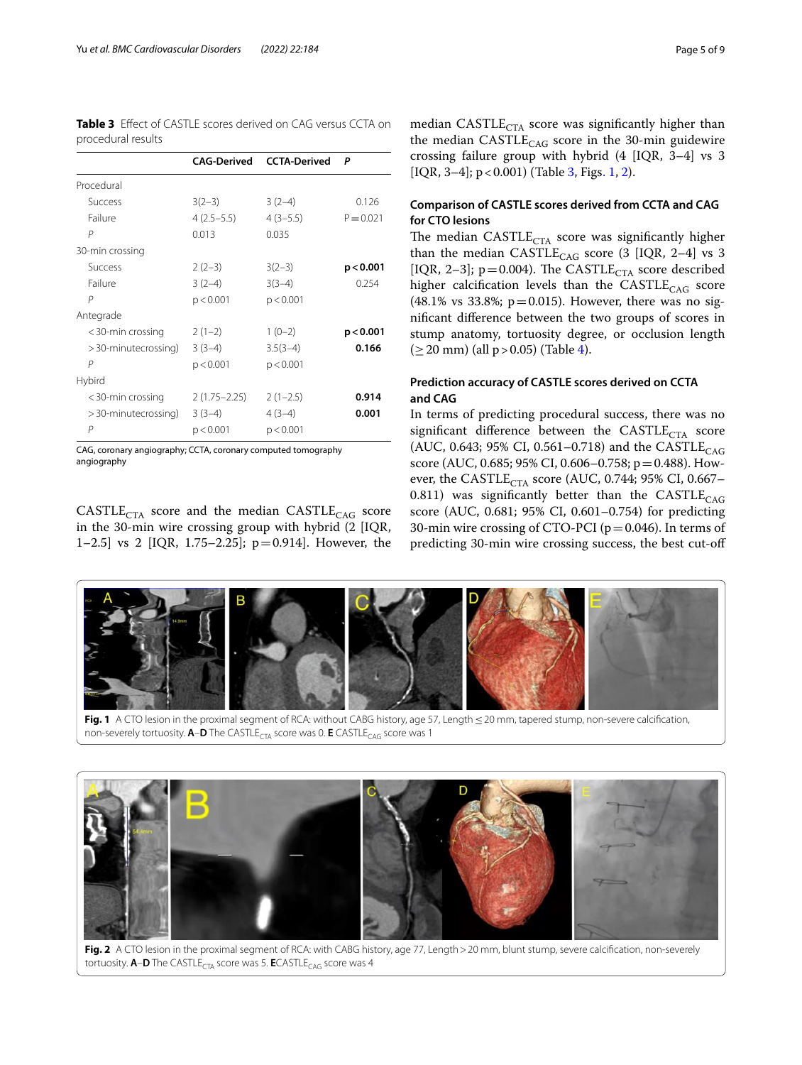**Table 3** Effect of CASTLE scores derived on CAG versus CCTA on procedural results

| | CAG-Derived | CCTA-Derived | *P* |
|---|---|---|---|
| Procedural | | | |
| Success | 3(2–3) | 3 (2–4) | 0.126 |
| Failure | 4 (2.5–5.5) | 4 (3–5.5) | P = 0.021 |
| *P* | 0.013 | 0.035 | |
| 30-min crossing | | | |
| Success | 2 (2–3) | 3(2–3) | **p < 0.001** |
| Failure | 3 (2–4) | 3(3–4) | 0.254 |
| *P* | p < 0.001 | p < 0.001 | |
| Antegrade | | | |
| < 30-min crossing | 2 (1–2) | 1 (0–2) | **p < 0.001** |
| > 30-minutecrossing) | 3 (3–4) | 3.5(3–4) | **0.166** |
| *P* | p < 0.001 | p < 0.001 | |
| Hybird | | | |
| < 30-min crossing | 2 (1.75–2.25) | 2 (1–2.5) | **0.914** |
| > 30-minutecrossing) | 3 (3–4) | 4 (3–4) | **0.001** |
| *P* | p < 0.001 | p < 0.001 | |

CAG, coronary angiography; CCTA, coronary computed tomography angiography

$CASTLE_{CTA}$ score and the median $CASTLE_{CAG}$ score in the 30-min wire crossing group with hybrid (2 [IQR, 1–2.5] vs 2 [IQR, 1.75–2.25]; p = 0.914]. However, the median $CASTLE_{CTA}$ score was significantly higher than the median $CASTLE_{CAG}$ score in the 30-min guidewire crossing failure group with hybrid (4 [IQR, 3–4] vs 3 [IQR, 3–4]; p < 0.001) (Table 3, Figs. 1, 2).

### Comparison of CASTLE scores derived from CCTA and CAG for CTO lesions

The median $CASTLE_{CTA}$ score was significantly higher than the median $CASTLE_{CAG}$ score (3 [IQR, 2–4] vs 3 [IQR, 2–3]; p = 0.004). The $CASTLE_{CTA}$ score described higher calcification levels than the $CASTLE_{CAG}$ score (48.1% vs 33.8%; p = 0.015). However, there was no significant difference between the two groups of scores in stump anatomy, tortuosity degree, or occlusion length (≥ 20 mm) (all p > 0.05) (Table 4).

### Prediction accuracy of CASTLE scores derived on CCTA and CAG

In terms of predicting procedural success, there was no significant difference between the $CASTLE_{CTA}$ score (AUC, 0.643; 95% CI, 0.561–0.718) and the $CASTLE_{CAG}$ score (AUC, 0.685; 95% CI, 0.606–0.758; p = 0.488). However, the $CASTLE_{CTA}$ score (AUC, 0.744; 95% CI, 0.667–0.811) was significantly better than the $CASTLE_{CAG}$ score (AUC, 0.681; 95% CI, 0.601–0.754) for predicting 30-min wire crossing of CTO-PCI (p = 0.046). In terms of predicting 30-min wire crossing success, the best cut-off

**Fig. 1** A CTO lesion in the proximal segment of RCA: without CABG history, age 57, Length ≤ 20 mm, tapered stump, non-severe calcification, non-severely tortuosity. **A**–**D** The $CASTLE_{CTA}$ score was 0. **E** $CASTLE_{CAG}$ score was 1

**Fig. 2** A CTO lesion in the proximal segment of RCA: with CABG history, age 77, Length > 20 mm, blunt stump, severe calcification, non-severely tortuosity. **A**–**D** The $CASTLE_{CTA}$ score was 5. **E** $CASTLE_{CAG}$ score was 4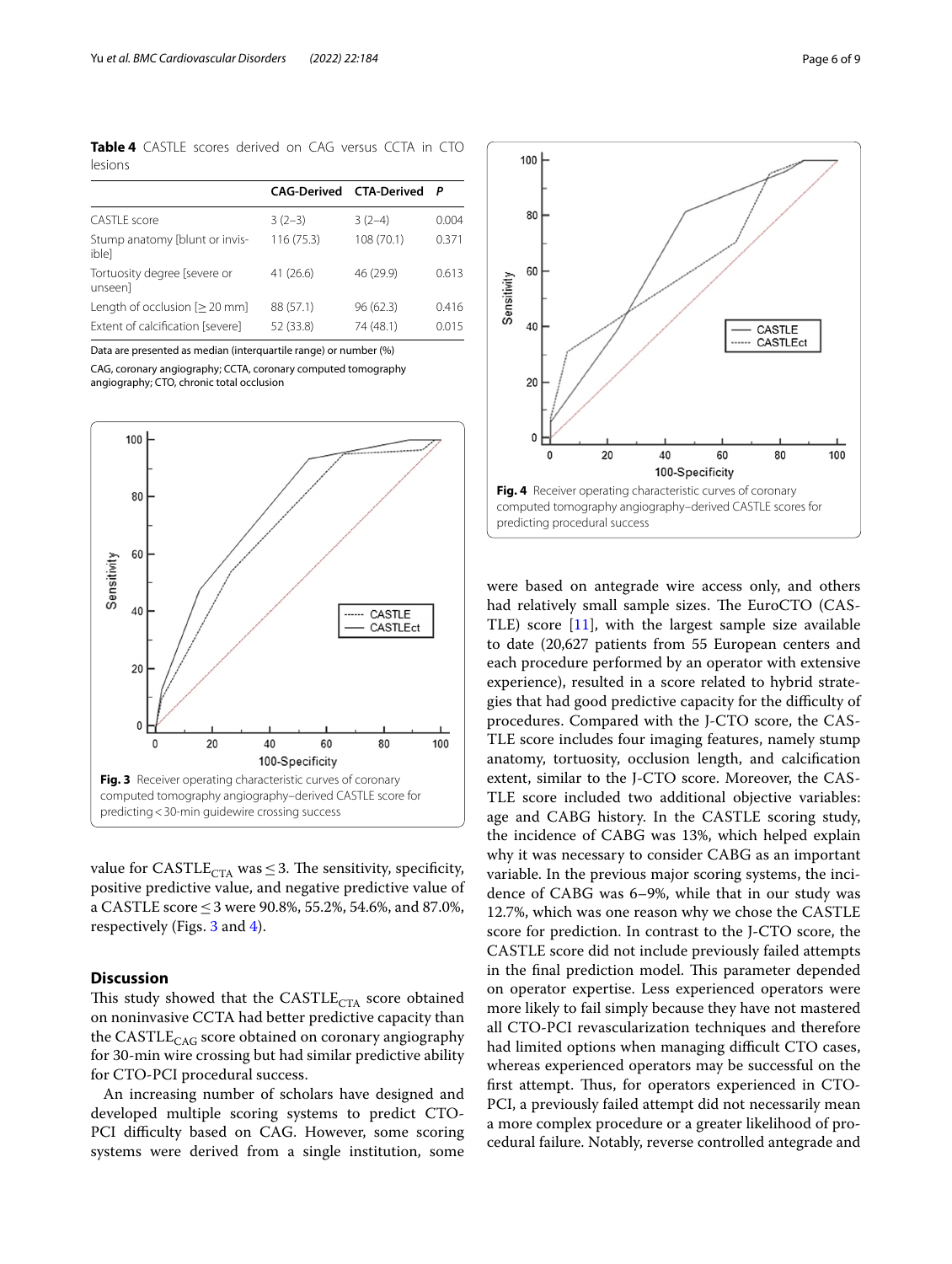**Table 4** CASTLE scores derived on CAG versus CCTA in CTO lesions

|  | CAG-Derived | CTA-Derived | *P* |
|---|---|---|---|
| CASTLE score | 3 (2–3) | 3 (2–4) | 0.004 |
| Stump anatomy [blunt or invisible] | 116 (75.3) | 108 (70.1) | 0.371 |
| Tortuosity degree [severe or unseen] | 41 (26.6) | 46 (29.9) | 0.613 |
| Length of occlusion [≥ 20 mm] | 88 (57.1) | 96 (62.3) | 0.416 |
| Extent of calcification [severe] | 52 (33.8) | 74 (48.1) | 0.015 |

Data are presented as median (interquartile range) or number (%)

CAG, coronary angiography; CCTA, coronary computed tomography angiography; CTO, chronic total occlusion

**Fig. 3** Receiver operating characteristic curves of coronary computed tomography angiography–derived CASTLE score for predicting < 30-min guidewire crossing success

**Fig. 4** Receiver operating characteristic curves of coronary computed tomography angiography–derived CASTLE scores for predicting procedural success

value for $CASTLE_{CTA}$ was ≤ 3. The sensitivity, specificity, positive predictive value, and negative predictive value of a CASTLE score ≤ 3 were 90.8%, 55.2%, 54.6%, and 87.0%, respectively (Figs. 3 and 4).

## Discussion

This study showed that the $CASTLE_{CTA}$ score obtained on noninvasive CCTA had better predictive capacity than the $CASTLE_{CAG}$ score obtained on coronary angiography for 30-min wire crossing but had similar predictive ability for CTO-PCI procedural success.

An increasing number of scholars have designed and developed multiple scoring systems to predict CTO-PCI difficulty based on CAG. However, some scoring systems were derived from a single institution, some were based on antegrade wire access only, and others had relatively small sample sizes. The EuroCTO (CASTLE) score [11], with the largest sample size available to date (20,627 patients from 55 European centers and each procedure performed by an operator with extensive experience), resulted in a score related to hybrid strategies that had good predictive capacity for the difficulty of procedures. Compared with the J-CTO score, the CASTLE score includes four imaging features, namely stump anatomy, tortuosity, occlusion length, and calcification extent, similar to the J-CTO score. Moreover, the CASTLE score included two additional objective variables: age and CABG history. In the CASTLE scoring study, the incidence of CABG was 13%, which helped explain why it was necessary to consider CABG as an important variable. In the previous major scoring systems, the incidence of CABG was 6–9%, while that in our study was 12.7%, which was one reason why we chose the CASTLE score for prediction. In contrast to the J-CTO score, the CASTLE score did not include previously failed attempts in the final prediction model. This parameter depended on operator expertise. Less experienced operators were more likely to fail simply because they have not mastered all CTO-PCI revascularization techniques and therefore had limited options when managing difficult CTO cases, whereas experienced operators may be successful on the first attempt. Thus, for operators experienced in CTO-PCI, a previously failed attempt did not necessarily mean a more complex procedure or a greater likelihood of procedural failure. Notably, reverse controlled antegrade and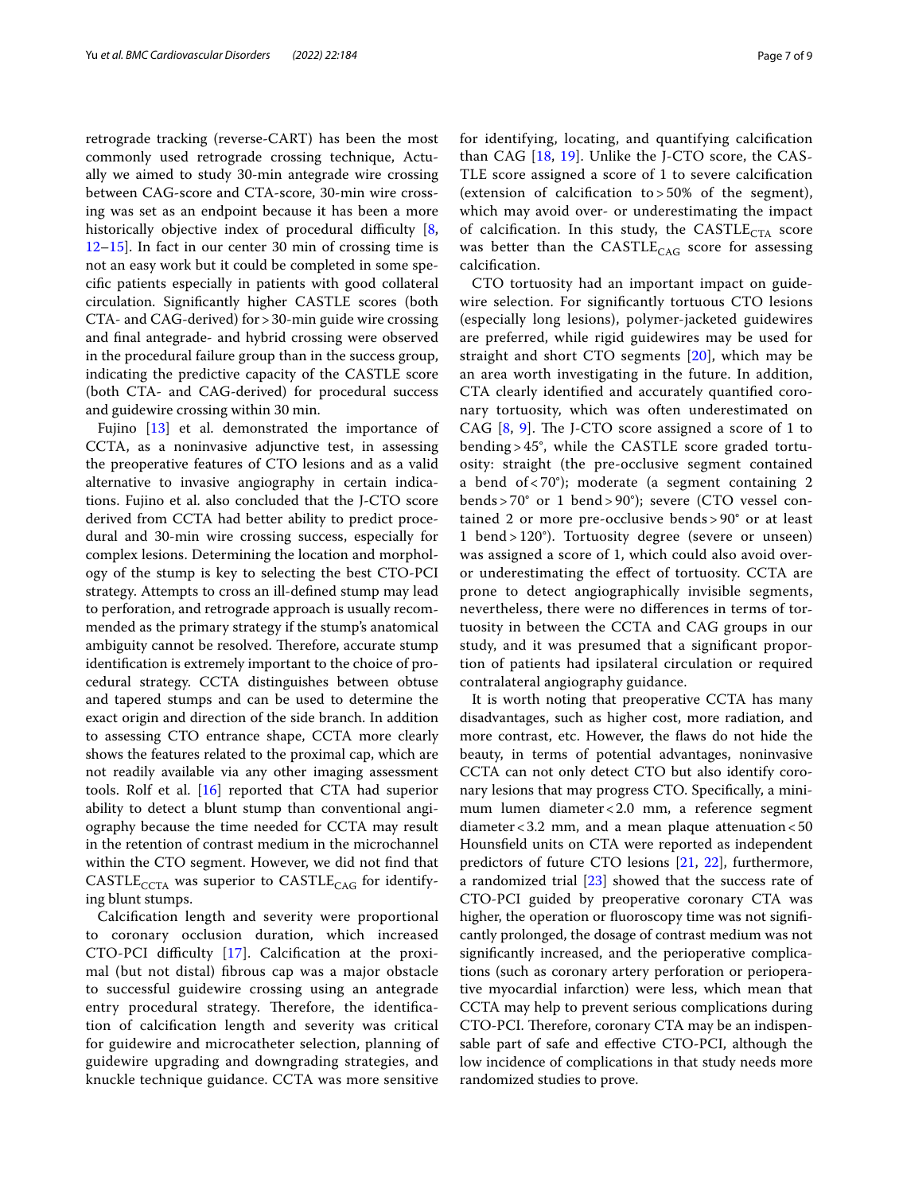retrograde tracking (reverse-CART) has been the most commonly used retrograde crossing technique, Actually we aimed to study 30-min antegrade wire crossing between CAG-score and CTA-score, 30-min wire crossing was set as an endpoint because it has been a more historically objective index of procedural difficulty [8, 12–15]. In fact in our center 30 min of crossing time is not an easy work but it could be completed in some specific patients especially in patients with good collateral circulation. Significantly higher CASTLE scores (both CTA- and CAG-derived) for > 30-min guide wire crossing and final antegrade- and hybrid crossing were observed in the procedural failure group than in the success group, indicating the predictive capacity of the CASTLE score (both CTA- and CAG-derived) for procedural success and guidewire crossing within 30 min.

Fujino [13] et al. demonstrated the importance of CCTA, as a noninvasive adjunctive test, in assessing the preoperative features of CTO lesions and as a valid alternative to invasive angiography in certain indications. Fujino et al. also concluded that the J-CTO score derived from CCTA had better ability to predict procedural and 30-min wire crossing success, especially for complex lesions. Determining the location and morphology of the stump is key to selecting the best CTO-PCI strategy. Attempts to cross an ill-defined stump may lead to perforation, and retrograde approach is usually recommended as the primary strategy if the stump's anatomical ambiguity cannot be resolved. Therefore, accurate stump identification is extremely important to the choice of procedural strategy. CCTA distinguishes between obtuse and tapered stumps and can be used to determine the exact origin and direction of the side branch. In addition to assessing CTO entrance shape, CCTA more clearly shows the features related to the proximal cap, which are not readily available via any other imaging assessment tools. Rolf et al. [16] reported that CTA had superior ability to detect a blunt stump than conventional angiography because the time needed for CCTA may result in the retention of contrast medium in the microchannel within the CTO segment. However, we did not find that $\text{CASTLE}_{\text{CCTA}}$ was superior to $\text{CASTLE}_{\text{CAG}}$ for identifying blunt stumps.

Calcification length and severity were proportional to coronary occlusion duration, which increased CTO-PCI difficulty [17]. Calcification at the proximal (but not distal) fibrous cap was a major obstacle to successful guidewire crossing using an antegrade entry procedural strategy. Therefore, the identification of calcification length and severity was critical for guidewire and microcatheter selection, planning of guidewire upgrading and downgrading strategies, and knuckle technique guidance. CCTA was more sensitive for identifying, locating, and quantifying calcification than CAG [18, 19]. Unlike the J-CTO score, the CASTLE score assigned a score of 1 to severe calcification (extension of calcification to > 50% of the segment), which may avoid over- or underestimating the impact of calcification. In this study, the $\text{CASTLE}_{\text{CTA}}$ score was better than the $\text{CASTLE}_{\text{CAG}}$ score for assessing calcification.

CTO tortuosity had an important impact on guidewire selection. For significantly tortuous CTO lesions (especially long lesions), polymer-jacketed guidewires are preferred, while rigid guidewires may be used for straight and short CTO segments [20], which may be an area worth investigating in the future. In addition, CTA clearly identified and accurately quantified coronary tortuosity, which was often underestimated on CAG [8, 9]. The J-CTO score assigned a score of 1 to bending > 45°, while the CASTLE score graded tortuosity: straight (the pre-occlusive segment contained a bend of < 70°); moderate (a segment containing 2 bends > 70° or 1 bend > 90°); severe (CTO vessel contained 2 or more pre-occlusive bends > 90° or at least 1 bend > 120°). Tortuosity degree (severe or unseen) was assigned a score of 1, which could also avoid over- or underestimating the effect of tortuosity. CCTA are prone to detect angiographically invisible segments, nevertheless, there were no differences in terms of tortuosity in between the CCTA and CAG groups in our study, and it was presumed that a significant proportion of patients had ipsilateral circulation or required contralateral angiography guidance.

It is worth noting that preoperative CCTA has many disadvantages, such as higher cost, more radiation, and more contrast, etc. However, the flaws do not hide the beauty, in terms of potential advantages, noninvasive CCTA can not only detect CTO but also identify coronary lesions that may progress CTO. Specifically, a minimum lumen diameter < 2.0 mm, a reference segment diameter < 3.2 mm, and a mean plaque attenuation < 50 Hounsfield units on CTA were reported as independent predictors of future CTO lesions [21, 22], furthermore, a randomized trial [23] showed that the success rate of CTO-PCI guided by preoperative coronary CTA was higher, the operation or fluoroscopy time was not significantly prolonged, the dosage of contrast medium was not significantly increased, and the perioperative complications (such as coronary artery perforation or perioperative myocardial infarction) were less, which mean that CCTA may help to prevent serious complications during CTO-PCI. Therefore, coronary CTA may be an indispensable part of safe and effective CTO-PCI, although the low incidence of complications in that study needs more randomized studies to prove.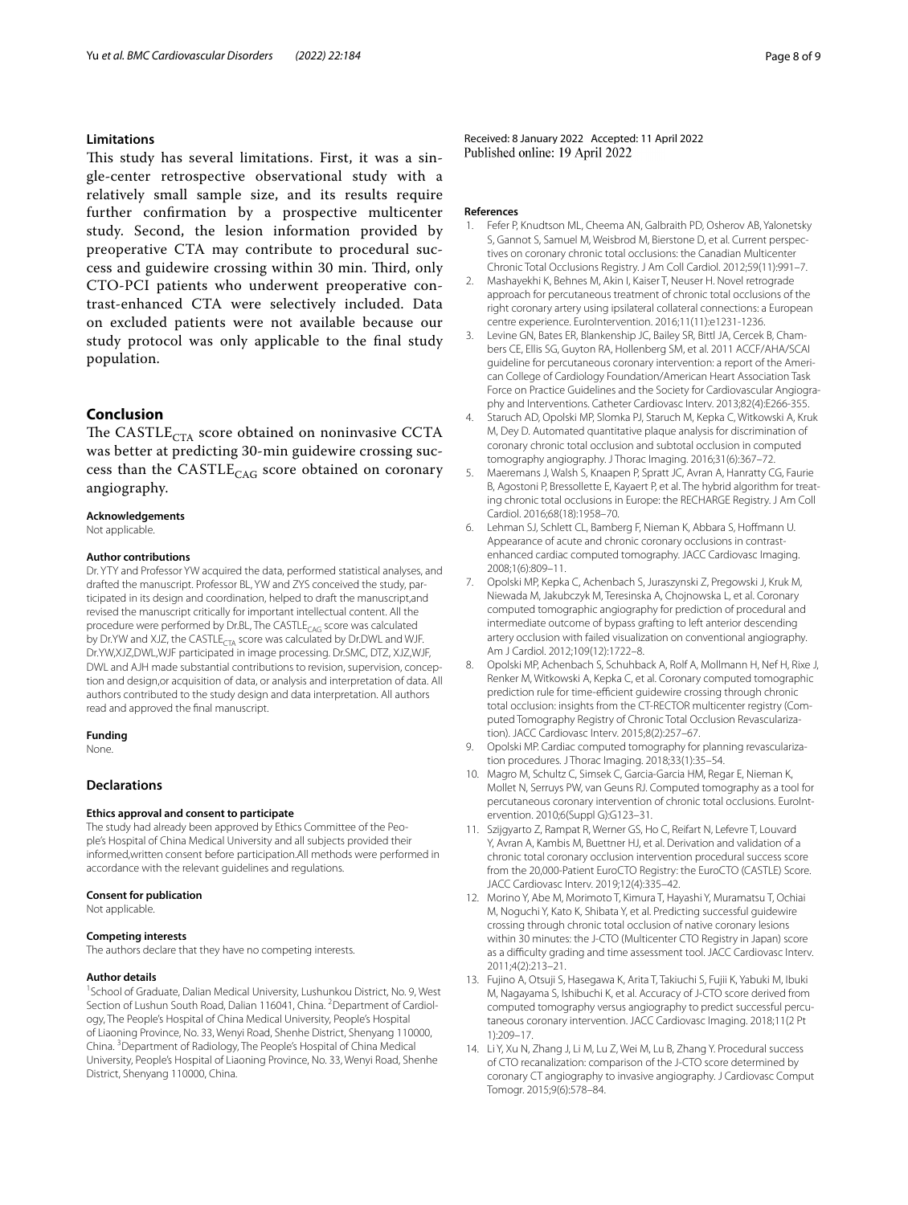## Limitations

This study has several limitations. First, it was a single-center retrospective observational study with a relatively small sample size, and its results require further confirmation by a prospective multicenter study. Second, the lesion information provided by preoperative CTA may contribute to procedural success and guidewire crossing within 30 min. Third, only CTO-PCI patients who underwent preoperative contrast-enhanced CTA were selectively included. Data on excluded patients were not available because our study protocol was only applicable to the final study population.

## Conclusion

The $\text{CASTLE}_{\text{CTA}}$ score obtained on noninvasive CCTA was better at predicting 30-min guidewire crossing success than the $\text{CASTLE}_{\text{CAG}}$ score obtained on coronary angiography.

#### Acknowledgements

Not applicable.

#### Author contributions

Dr. YTY and Professor YW acquired the data, performed statistical analyses, and drafted the manuscript. Professor BL, YW and ZYS conceived the study, participated in its design and coordination, helped to draft the manuscript,and revised the manuscript critically for important intellectual content. All the procedure were performed by Dr.BL, The $\text{CASTLE}_{\text{CAG}}$ score was calculated by Dr.YW and XJZ, the $\text{CASTLE}_{\text{CTA}}$ score was calculated by Dr.DWL and WJF. Dr.YW,XJZ,DWL,WJF participated in image processing. Dr.SMC, DTZ, XJZ,WJF, DWL and AJH made substantial contributions to revision, supervision, conception and design,or acquisition of data, or analysis and interpretation of data. All authors contributed to the study design and data interpretation. All authors read and approved the final manuscript.

#### Funding

None.

### Declarations

#### Ethics approval and consent to participate

The study had already been approved by Ethics Committee of the People's Hospital of China Medical University and all subjects provided their informed,written consent before participation.All methods were performed in accordance with the relevant guidelines and regulations.

#### Consent for publication

Not applicable.

#### Competing interests

The authors declare that they have no competing interests.

#### Author details

[1]School of Graduate, Dalian Medical University, Lushunkou District, No. 9, West Section of Lushun South Road, Dalian 116041, China. [2]Department of Cardiology, The People's Hospital of China Medical University, People's Hospital of Liaoning Province, No. 33, Wenyi Road, Shenhe District, Shenyang 110000, China. [3]Department of Radiology, The People's Hospital of China Medical University, People's Hospital of Liaoning Province, No. 33, Wenyi Road, Shenhe District, Shenyang 110000, China.

Received: 8 January 2022 Accepted: 11 April 2022
Published online: 19 April 2022

#### References

1. Fefer P, Knudtson ML, Cheema AN, Galbraith PD, Osherov AB, Yalonetsky S, Gannot S, Samuel M, Weisbrod M, Bierstone D, et al. Current perspectives on coronary chronic total occlusions: the Canadian Multicenter Chronic Total Occlusions Registry. J Am Coll Cardiol. 2012;59(11):991–7.
2. Mashayekhi K, Behnes M, Akin I, Kaiser T, Neuser H. Novel retrograde approach for percutaneous treatment of chronic total occlusions of the right coronary artery using ipsilateral collateral connections: a European centre experience. EuroIntervention. 2016;11(11):e1231-1236.
3. Levine GN, Bates ER, Blankenship JC, Bailey SR, Bittl JA, Cercek B, Chambers CE, Ellis SG, Guyton RA, Hollenberg SM, et al. 2011 ACCF/AHA/SCAI guideline for percutaneous coronary intervention: a report of the American College of Cardiology Foundation/American Heart Association Task Force on Practice Guidelines and the Society for Cardiovascular Angiography and Interventions. Catheter Cardiovasc Interv. 2013;82(4):E266-355.
4. Staruch AD, Opolski MP, Slomka PJ, Staruch M, Kepka C, Witkowski A, Kruk M, Dey D. Automated quantitative plaque analysis for discrimination of coronary chronic total occlusion and subtotal occlusion in computed tomography angiography. J Thorac Imaging. 2016;31(6):367–72.
5. Maeremans J, Walsh S, Knaapen P, Spratt JC, Avran A, Hanratty CG, Faurie B, Agostoni P, Bressollette E, Kayaert P, et al. The hybrid algorithm for treating chronic total occlusions in Europe: the RECHARGE Registry. J Am Coll Cardiol. 2016;68(18):1958–70.
6. Lehman SJ, Schlett CL, Bamberg F, Nieman K, Abbara S, Hoffmann U. Appearance of acute and chronic coronary occlusions in contrast-enhanced cardiac computed tomography. JACC Cardiovasc Imaging. 2008;1(6):809–11.
7. Opolski MP, Kepka C, Achenbach S, Juraszynski Z, Pregowski J, Kruk M, Niewada M, Jakubczyk M, Teresinska A, Chojnowska L, et al. Coronary computed tomographic angiography for prediction of procedural and intermediate outcome of bypass grafting to left anterior descending artery occlusion with failed visualization on conventional angiography. Am J Cardiol. 2012;109(12):1722–8.
8. Opolski MP, Achenbach S, Schuhback A, Rolf A, Mollmann H, Nef H, Rixe J, Renker M, Witkowski A, Kepka C, et al. Coronary computed tomographic prediction rule for time-efficient guidewire crossing through chronic total occlusion: insights from the CT-RECTOR multicenter registry (Computed Tomography Registry of Chronic Total Occlusion Revascularization). JACC Cardiovasc Interv. 2015;8(2):257–67.
9. Opolski MP. Cardiac computed tomography for planning revascularization procedures. J Thorac Imaging. 2018;33(1):35–54.
10. Magro M, Schultz C, Simsek C, Garcia-Garcia HM, Regar E, Nieman K, Mollet N, Serruys PW, van Geuns RJ. Computed tomography as a tool for percutaneous coronary intervention of chronic total occlusions. EuroIntervention. 2010;6(Suppl G):G123–31.
11. Szijgyarto Z, Rampat R, Werner GS, Ho C, Reifart N, Lefevre T, Louvard Y, Avran A, Kambis M, Buettner HJ, et al. Derivation and validation of a chronic total coronary occlusion intervention procedural success score from the 20,000-Patient EuroCTO Registry: the EuroCTO (CASTLE) Score. JACC Cardiovasc Interv. 2019;12(4):335–42.
12. Morino Y, Abe M, Morimoto T, Kimura T, Hayashi Y, Muramatsu T, Ochiai M, Noguchi Y, Kato K, Shibata Y, et al. Predicting successful guidewire crossing through chronic total occlusion of native coronary lesions within 30 minutes: the J-CTO (Multicenter CTO Registry in Japan) score as a difficulty grading and time assessment tool. JACC Cardiovasc Interv. 2011;4(2):213–21.
13. Fujino A, Otsuji S, Hasegawa K, Arita T, Takiuchi S, Fujii K, Yabuki M, Ibuki M, Nagayama S, Ishibuchi K, et al. Accuracy of J-CTO score derived from computed tomography versus angiography to predict successful percutaneous coronary intervention. JACC Cardiovasc Imaging. 2018;11(2 Pt 1):209–17.
14. Li Y, Xu N, Zhang J, Li M, Lu Z, Wei M, Lu B, Zhang Y. Procedural success of CTO recanalization: comparison of the J-CTO score determined by coronary CT angiography to invasive angiography. J Cardiovasc Comput Tomogr. 2015;9(6):578–84.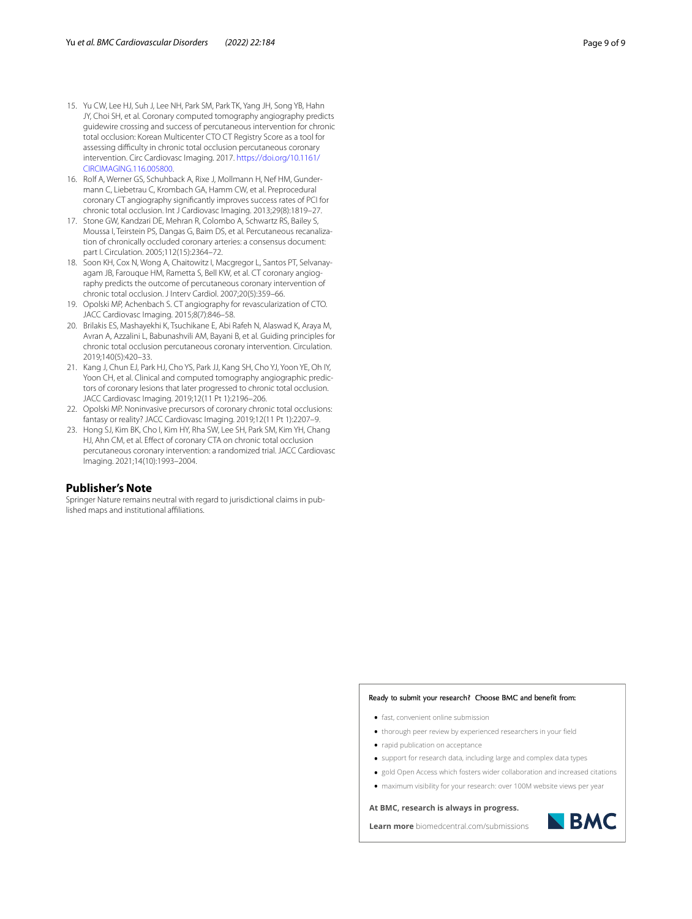15. Yu CW, Lee HJ, Suh J, Lee NH, Park SM, Park TK, Yang JH, Song YB, Hahn JY, Choi SH, et al. Coronary computed tomography angiography predicts guidewire crossing and success of percutaneous intervention for chronic total occlusion: Korean Multicenter CTO CT Registry Score as a tool for assessing difficulty in chronic total occlusion percutaneous coronary intervention. Circ Cardiovasc Imaging. 2017. https://doi.org/10.1161/CIRCIMAGING.116.005800.
16. Rolf A, Werner GS, Schuhback A, Rixe J, Mollmann H, Nef HM, Gundermann C, Liebetrau C, Krombach GA, Hamm CW, et al. Preprocedural coronary CT angiography significantly improves success rates of PCI for chronic total occlusion. Int J Cardiovasc Imaging. 2013;29(8):1819–27.
17. Stone GW, Kandzari DE, Mehran R, Colombo A, Schwartz RS, Bailey S, Moussa I, Teirstein PS, Dangas G, Baim DS, et al. Percutaneous recanalization of chronically occluded coronary arteries: a consensus document: part I. Circulation. 2005;112(15):2364–72.
18. Soon KH, Cox N, Wong A, Chaitowitz I, Macgregor L, Santos PT, Selvanayagam JB, Farouque HM, Rametta S, Bell KW, et al. CT coronary angiography predicts the outcome of percutaneous coronary intervention of chronic total occlusion. J Interv Cardiol. 2007;20(5):359–66.
19. Opolski MP, Achenbach S. CT angiography for revascularization of CTO. JACC Cardiovasc Imaging. 2015;8(7):846–58.
20. Brilakis ES, Mashayekhi K, Tsuchikane E, Abi Rafeh N, Alaswad K, Araya M, Avran A, Azzalini L, Babunashvili AM, Bayani B, et al. Guiding principles for chronic total occlusion percutaneous coronary intervention. Circulation. 2019;140(5):420–33.
21. Kang J, Chun EJ, Park HJ, Cho YS, Park JJ, Kang SH, Cho YJ, Yoon YE, Oh IY, Yoon CH, et al. Clinical and computed tomography angiographic predictors of coronary lesions that later progressed to chronic total occlusion. JACC Cardiovasc Imaging. 2019;12(11 Pt 1):2196–206.
22. Opolski MP. Noninvasive precursors of coronary chronic total occlusions: fantasy or reality? JACC Cardiovasc Imaging. 2019;12(11 Pt 1):2207–9.
23. Hong SJ, Kim BK, Cho I, Kim HY, Rha SW, Lee SH, Park SM, Kim YH, Chang HJ, Ahn CM, et al. Effect of coronary CTA on chronic total occlusion percutaneous coronary intervention: a randomized trial. JACC Cardiovasc Imaging. 2021;14(10):1993–2004.

## Publisher's Note

Springer Nature remains neutral with regard to jurisdictional claims in published maps and institutional affiliations.

Ready to submit your research? Choose BMC and benefit from:

- fast, convenient online submission
- thorough peer review by experienced researchers in your field
- rapid publication on acceptance
- support for research data, including large and complex data types
- gold Open Access which fosters wider collaboration and increased citations
- maximum visibility for your research: over 100M website views per year

**At BMC, research is always in progress.**

**Learn more** biomedcentral.com/submissions

BMC